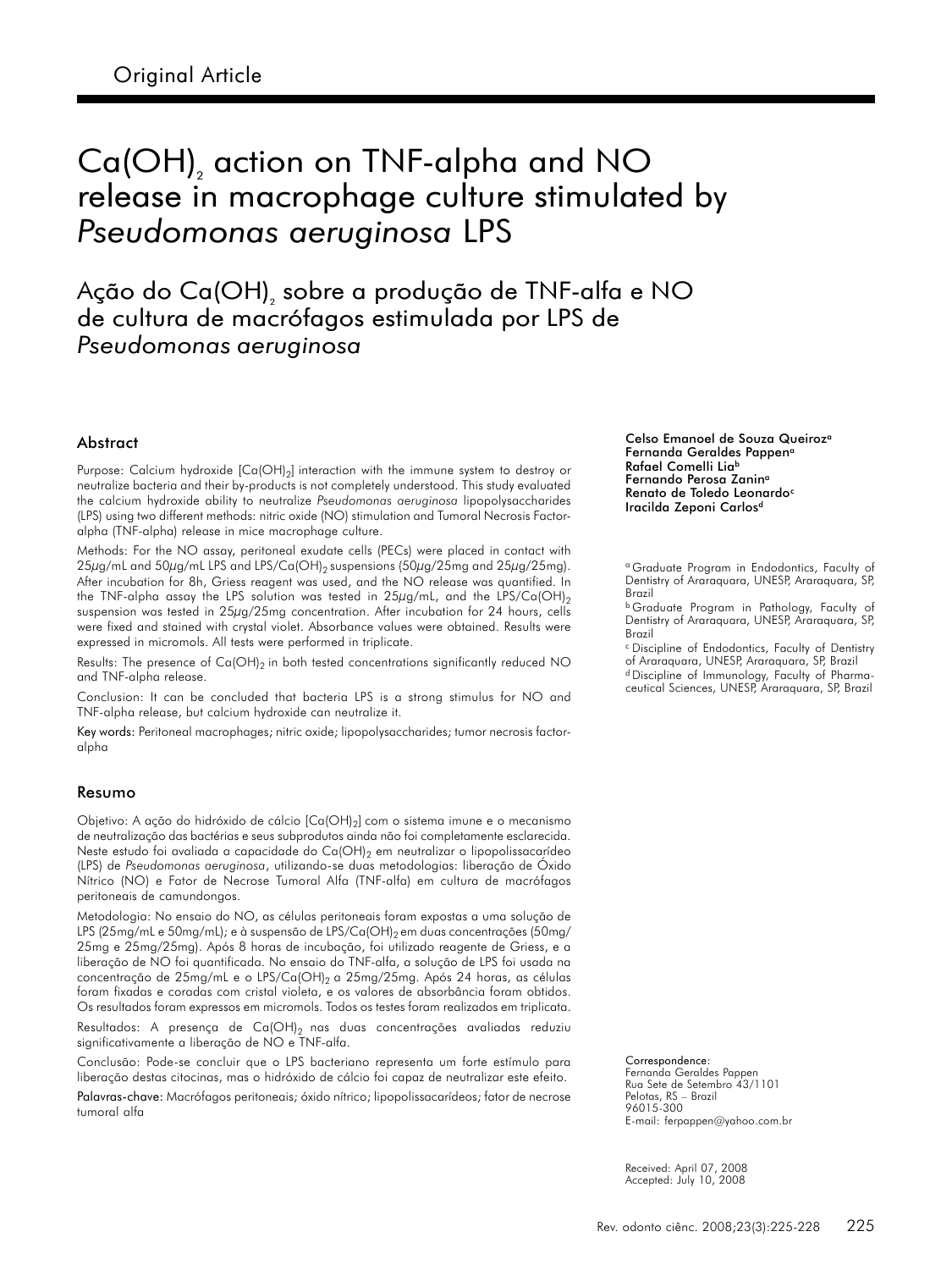Original Article

# $Ca(OH)_2$ action on TNF-alpha and NO release in macrophage culture stimulated by *Pseudomonas aeruginosa* LPS

# Ação do $Ca(OH)_2$ sobre a produção de TNF-alfa e NO de cultura de macrófagos estimulada por LPS de *Pseudomonas aeruginosa*

Celso Emanoel de Souza Queiroz[a]
Fernanda Geraldes Pappen[a]
Rafael Comelli Lia[b]
Fernando Perosa Zanin[a]
Renato de Toledo Leonardo[c]
Iracilda Zeponi Carlos[d]

[a] Graduate Program in Endodontics, Faculty of Dentistry of Araraquara, UNESP, Araraquara, SP, Brazil
[b] Graduate Program in Pathology, Faculty of Dentistry of Araraquara, UNESP, Araraquara, SP, Brazil
[c] Discipline of Endodontics, Faculty of Dentistry of Araraquara, UNESP, Araraquara, SP, Brazil
[d] Discipline of Immunology, Faculty of Pharmaceutical Sciences, UNESP, Araraquara, SP, Brazil

## Abstract

Purpose: Calcium hydroxide [$Ca(OH)_2$] interaction with the immune system to destroy or neutralize bacteria and their by-products is not completely understood. This study evaluated the calcium hydroxide ability to neutralize *Pseudomonas aeruginosa* lipopolysaccharides (LPS) using two different methods: nitric oxide (NO) stimulation and Tumoral Necrosis Factor-alpha (TNF-alpha) release in mice macrophage culture.

Methods: For the NO assay, peritoneal exudate cells (PECs) were placed in contact with 25μg/mL and 50μg/mL LPS and LPS/$Ca(OH)_2$ suspensions (50μg/25mg and 25μg/25mg). After incubation for 8h, Griess reagent was used, and the NO release was quantified. In the TNF-alpha assay the LPS solution was tested in 25μg/mL, and the LPS/$Ca(OH)_2$ suspension was tested in 25μg/25mg concentration. After incubation for 24 hours, cells were fixed and stained with crystal violet. Absorbance values were obtained. Results were expressed in micromols. All tests were performed in triplicate.

Results: The presence of $Ca(OH)_2$ in both tested concentrations significantly reduced NO and TNF-alpha release.

Conclusion: It can be concluded that bacteria LPS is a strong stimulus for NO and TNF-alpha release, but calcium hydroxide can neutralize it.

Key words: Peritoneal macrophages; nitric oxide; lipopolysaccharides; tumor necrosis factor-alpha

## Resumo

Objetivo: A ação do hidróxido de cálcio [$Ca(OH)_2$] com o sistema imune e o mecanismo de neutralização das bactérias e seus subprodutos ainda não foi completamente esclarecida. Neste estudo foi avaliada a capacidade do $Ca(OH)_2$ em neutralizar o lipopolissacarídeo (LPS) de *Pseudomonas aeruginosa*, utilizando-se duas metodologias: liberação de Óxido Nítrico (NO) e Fator de Necrose Tumoral Alfa (TNF-alfa) em cultura de macrófagos peritoneais de camundongos.

Metodologia: No ensaio do NO, as células peritoneais foram expostas a uma solução de LPS (25mg/mL e 50mg/mL); e à suspensão de LPS/$Ca(OH)_2$ em duas concentrações (50mg/25mg e 25mg/25mg). Após 8 horas de incubação, foi utilizado reagente de Griess, e a liberação de NO foi quantificada. No ensaio do TNF-alfa, a solução de LPS foi usada na concentração de 25mg/mL e o LPS/$Ca(OH)_2$ a 25mg/25mg. Após 24 horas, as células foram fixadas e coradas com cristal violeta, e os valores de absorbância foram obtidos. Os resultados foram expressos em micromols. Todos os testes foram realizados em triplicata.

Resultados: A presença de $Ca(OH)_2$ nas duas concentrações avaliadas reduziu significativamente a liberação de NO e TNF-alfa.

Conclusão: Pode-se concluir que o LPS bacteriano representa um forte estímulo para liberação destas citocinas, mas o hidróxido de cálcio foi capaz de neutralizar este efeito.

Palavras-chave: Macrófagos peritoneais; óxido nítrico; lipopolissacarídeos; fator de necrose tumoral alfa

Correspondence:
Fernanda Geraldes Pappen
Rua Sete de Setembro 43/1101
Pelotas, RS – Brazil
96015-300
E-mail: ferpappen@yahoo.com.br

Received: April 07, 2008
Accepted: July 10, 2008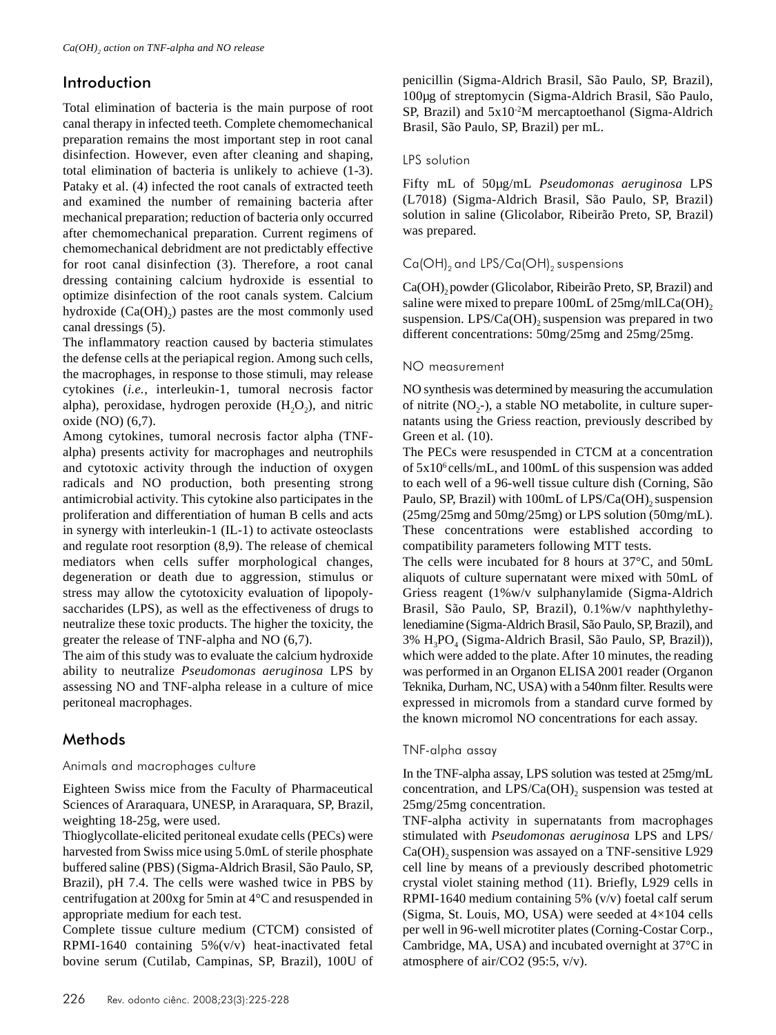## Introduction

Total elimination of bacteria is the main purpose of root canal therapy in infected teeth. Complete chemomechanical preparation remains the most important step in root canal disinfection. However, even after cleaning and shaping, total elimination of bacteria is unlikely to achieve (1-3). Pataky et al. (4) infected the root canals of extracted teeth and examined the number of remaining bacteria after mechanical preparation; reduction of bacteria only occurred after chemomechanical preparation. Current regimens of chemomechanical debridment are not predictably effective for root canal disinfection (3). Therefore, a root canal dressing containing calcium hydroxide is essential to optimize disinfection of the root canals system. Calcium hydroxide ($Ca(OH)_2$) pastes are the most commonly used canal dressings (5).

The inflammatory reaction caused by bacteria stimulates the defense cells at the periapical region. Among such cells, the macrophages, in response to those stimuli, may release cytokines (*i.e.*, interleukin-1, tumoral necrosis factor alpha), peroxidase, hydrogen peroxide ($H_2O_2$), and nitric oxide (NO) (6,7).

Among cytokines, tumoral necrosis factor alpha (TNF-alpha) presents activity for macrophages and neutrophils and cytotoxic activity through the induction of oxygen radicals and NO production, both presenting strong antimicrobial activity. This cytokine also participates in the proliferation and differentiation of human B cells and acts in synergy with interleukin-1 (IL-1) to activate osteoclasts and regulate root resorption (8,9). The release of chemical mediators when cells suffer morphological changes, degeneration or death due to aggression, stimulus or stress may allow the cytotoxicity evaluation of lipopoly-saccharides (LPS), as well as the effectiveness of drugs to neutralize these toxic products. The higher the toxicity, the greater the release of TNF-alpha and NO (6,7).

The aim of this study was to evaluate the calcium hydroxide ability to neutralize *Pseudomonas aeruginosa* LPS by assessing NO and TNF-alpha release in a culture of mice peritoneal macrophages.

## Methods

### Animals and macrophages culture

Eighteen Swiss mice from the Faculty of Pharmaceutical Sciences of Araraquara, UNESP, in Araraquara, SP, Brazil, weighting 18-25g, were used.

Thioglycollate-elicited peritoneal exudate cells (PECs) were harvested from Swiss mice using 5.0mL of sterile phosphate buffered saline (PBS) (Sigma-Aldrich Brasil, São Paulo, SP, Brazil), pH 7.4. The cells were washed twice in PBS by centrifugation at 200xg for 5min at 4°C and resuspended in appropriate medium for each test.

Complete tissue culture medium (CTCM) consisted of RPMI-1640 containing 5%(v/v) heat-inactivated fetal bovine serum (Cutilab, Campinas, SP, Brazil), 100U of penicillin (Sigma-Aldrich Brasil, São Paulo, SP, Brazil), 100µg of streptomycin (Sigma-Aldrich Brasil, São Paulo, SP, Brazil) and $5x10^{-2}$M mercaptoethanol (Sigma-Aldrich Brasil, São Paulo, SP, Brazil) per mL.

### LPS solution

Fifty mL of 50µg/mL *Pseudomonas aeruginosa* LPS (L7018) (Sigma-Aldrich Brasil, São Paulo, SP, Brazil) solution in saline (Glicolabor, Ribeirão Preto, SP, Brazil) was prepared.

### $Ca(OH)_2$ and LPS/$Ca(OH)_2$ suspensions

$Ca(OH)_2$ powder (Glicolabor, Ribeirão Preto, SP, Brazil) and saline were mixed to prepare 100mL of 25mg/mlL$Ca(OH)_2$ suspension. LPS/$Ca(OH)_2$ suspension was prepared in two different concentrations: 50mg/25mg and 25mg/25mg.

### NO measurement

NO synthesis was determined by measuring the accumulation of nitrite ($NO_2$-), a stable NO metabolite, in culture supernatants using the Griess reaction, previously described by Green et al. (10).

The PECs were resuspended in CTCM at a concentration of $5x10^6$ cells/mL, and 100mL of this suspension was added to each well of a 96-well tissue culture dish (Corning, São Paulo, SP, Brazil) with 100mL of LPS/$Ca(OH)_2$ suspension (25mg/25mg and 50mg/25mg) or LPS solution (50mg/mL). These concentrations were established according to compatibility parameters following MTT tests.

The cells were incubated for 8 hours at 37°C, and 50mL aliquots of culture supernatant were mixed with 50mL of Griess reagent (1%w/v sulphanylamide (Sigma-Aldrich Brasil, São Paulo, SP, Brazil), 0.1%w/v naphthylethy-lenediamine (Sigma-Aldrich Brasil, São Paulo, SP, Brazil), and 3% $H_3PO_4$ (Sigma-Aldrich Brasil, São Paulo, SP, Brazil)), which were added to the plate. After 10 minutes, the reading was performed in an Organon ELISA 2001 reader (Organon Teknika, Durham, NC, USA) with a 540nm filter. Results were expressed in micromols from a standard curve formed by the known micromol NO concentrations for each assay.

### TNF-alpha assay

In the TNF-alpha assay, LPS solution was tested at 25mg/mL concentration, and LPS/$Ca(OH)_2$ suspension was tested at 25mg/25mg concentration.

TNF-alpha activity in supernatants from macrophages stimulated with *Pseudomonas aeruginosa* LPS and LPS/$Ca(OH)_2$ suspension was assayed on a TNF-sensitive L929 cell line by means of a previously described photometric crystal violet staining method (11). Briefly, L929 cells in RPMI-1640 medium containing 5% (v/v) foetal calf serum (Sigma, St. Louis, MO, USA) were seeded at 4×104 cells per well in 96-well microtiter plates (Corning-Costar Corp., Cambridge, MA, USA) and incubated overnight at 37°C in atmosphere of air/CO2 (95:5, v/v).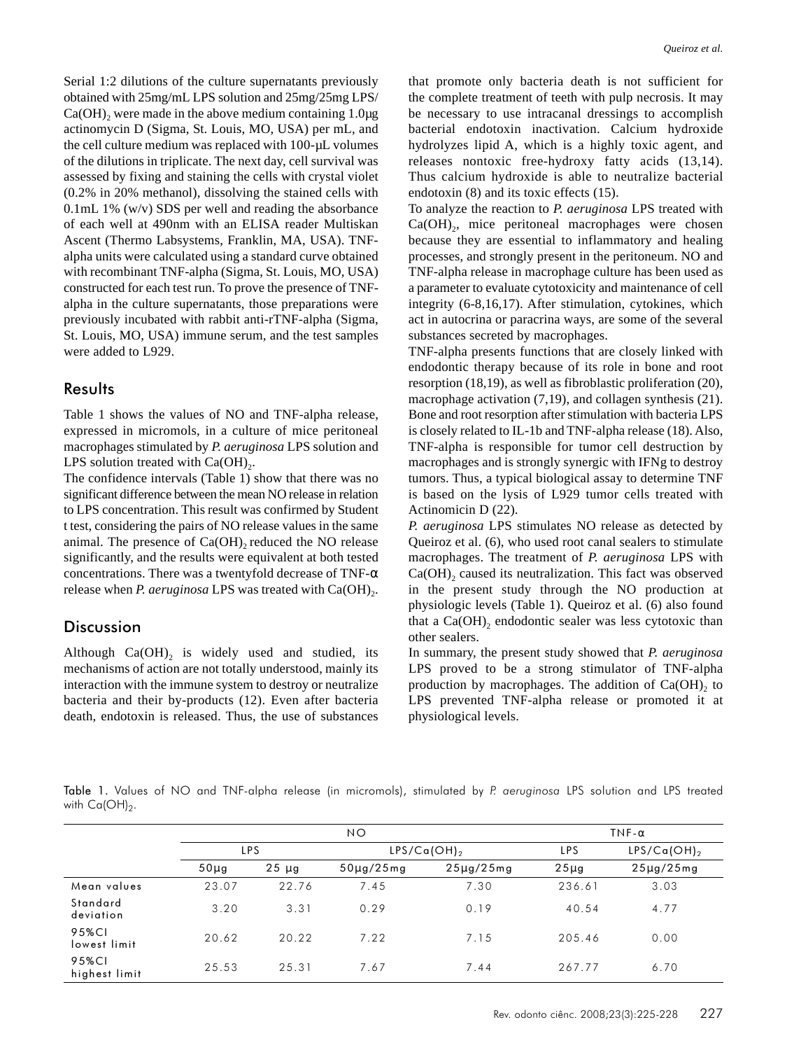Serial 1:2 dilutions of the culture supernatants previously obtained with 25mg/mL LPS solution and 25mg/25mg LPS/$Ca(OH)_2$ were made in the above medium containing 1.0μg actinomycin D (Sigma, St. Louis, MO, USA) per mL, and the cell culture medium was replaced with 100-μL volumes of the dilutions in triplicate. The next day, cell survival was assessed by fixing and staining the cells with crystal violet (0.2% in 20% methanol), dissolving the stained cells with 0.1mL 1% (w/v) SDS per well and reading the absorbance of each well at 490nm with an ELISA reader Multiskan Ascent (Thermo Labsystems, Franklin, MA, USA). TNF-alpha units were calculated using a standard curve obtained with recombinant TNF-alpha (Sigma, St. Louis, MO, USA) constructed for each test run. To prove the presence of TNF-alpha in the culture supernatants, those preparations were previously incubated with rabbit anti-rTNF-alpha (Sigma, St. Louis, MO, USA) immune serum, and the test samples were added to L929.

## Results

Table 1 shows the values of NO and TNF-alpha release, expressed in micromols, in a culture of mice peritoneal macrophages stimulated by *P. aeruginosa* LPS solution and LPS solution treated with $Ca(OH)_2$.

The confidence intervals (Table 1) show that there was no significant difference between the mean NO release in relation to LPS concentration. This result was confirmed by Student t test, considering the pairs of NO release values in the same animal. The presence of $Ca(OH)_2$ reduced the NO release significantly, and the results were equivalent at both tested concentrations. There was a twentyfold decrease of TNF-α release when *P. aeruginosa* LPS was treated with $Ca(OH)_2$.

## Discussion

Although $Ca(OH)_2$ is widely used and studied, its mechanisms of action are not totally understood, mainly its interaction with the immune system to destroy or neutralize bacteria and their by-products (12). Even after bacteria death, endotoxin is released. Thus, the use of substances that promote only bacteria death is not sufficient for the complete treatment of teeth with pulp necrosis. It may be necessary to use intracanal dressings to accomplish bacterial endotoxin inactivation. Calcium hydroxide hydrolyzes lipid A, which is a highly toxic agent, and releases nontoxic free-hydroxy fatty acids (13,14). Thus calcium hydroxide is able to neutralize bacterial endotoxin (8) and its toxic effects (15).

To analyze the reaction to *P. aeruginosa* LPS treated with $Ca(OH)_2$, mice peritoneal macrophages were chosen because they are essential to inflammatory and healing processes, and strongly present in the peritoneum. NO and TNF-alpha release in macrophage culture has been used as a parameter to evaluate cytotoxicity and maintenance of cell integrity (6-8,16,17). After stimulation, cytokines, which act in autocrina or paracrina ways, are some of the several substances secreted by macrophages.

TNF-alpha presents functions that are closely linked with endodontic therapy because of its role in bone and root resorption (18,19), as well as fibroblastic proliferation (20), macrophage activation (7,19), and collagen synthesis (21). Bone and root resorption after stimulation with bacteria LPS is closely related to IL-1b and TNF-alpha release (18). Also, TNF-alpha is responsible for tumor cell destruction by macrophages and is strongly synergic with IFNg to destroy tumors. Thus, a typical biological assay to determine TNF is based on the lysis of L929 tumor cells treated with Actinomicin D (22).

*P. aeruginosa* LPS stimulates NO release as detected by Queiroz et al. (6), who used root canal sealers to stimulate macrophages. The treatment of *P. aeruginosa* LPS with $Ca(OH)_2$ caused its neutralization. This fact was observed in the present study through the NO production at physiologic levels (Table 1). Queiroz et al. (6) also found that a $Ca(OH)_2$ endodontic sealer was less cytotoxic than other sealers.

In summary, the present study showed that *P. aeruginosa* LPS proved to be a strong stimulator of TNF-alpha production by macrophages. The addition of $Ca(OH)_2$ to LPS prevented TNF-alpha release or promoted it at physiological levels.

Table 1. Values of NO and TNF-alpha release (in micromols), stimulated by *P. aeruginosa* LPS solution and LPS treated with $Ca(OH)_2$.

| | NO | | | | TNF-α | |
|---|---|---|---|---|---|---|
| | LPS | | LPS/$Ca(OH)_2$ | | LPS | LPS/$Ca(OH)_2$ |
| | 50μg | 25 μg | 50μg/25mg | 25μg/25mg | 25μg | 25μg/25mg |
| Mean values | 23.07 | 22.76 | 7.45 | 7.30 | 236.61 | 3.03 |
| Standard deviation | 3.20 | 3.31 | 0.29 | 0.19 | 40.54 | 4.77 |
| 95%CI lowest limit | 20.62 | 20.22 | 7.22 | 7.15 | 205.46 | 0.00 |
| 95%CI highest limit | 25.53 | 25.31 | 7.67 | 7.44 | 267.77 | 6.70 |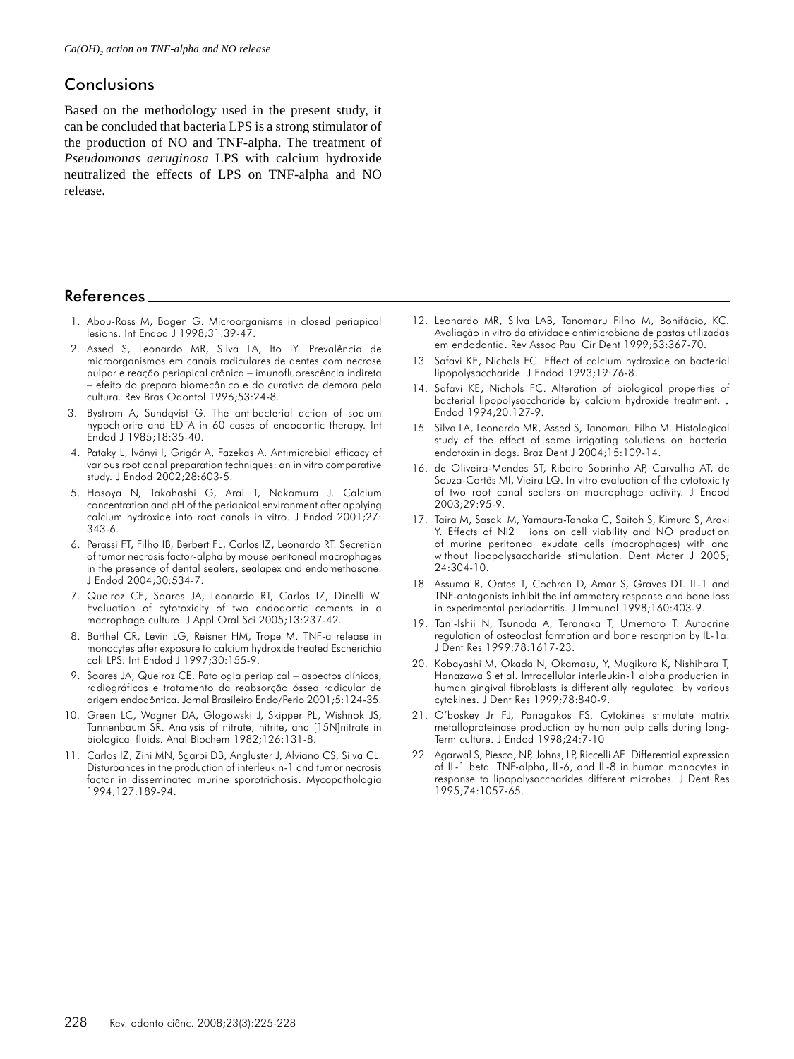## Conclusions

Based on the methodology used in the present study, it can be concluded that bacteria LPS is a strong stimulator of the production of NO and TNF-alpha. The treatment of *Pseudomonas aeruginosa* LPS with calcium hydroxide neutralized the effects of LPS on TNF-alpha and NO release.

## References

1. Abou-Rass M, Bogen G. Microorganisms in closed periapical lesions. Int Endod J 1998;31:39-47.
2. Assed S, Leonardo MR, Silva LA, Ito IY. Prevalência de microorganismos em canais radiculares de dentes com necrose pulpar e reação periapical crônica – imunofluorescência indireta – efeito do preparo biomecânico e do curativo de demora pela cultura. Rev Bras Odontol 1996;53:24-8.
3. Bystrom A, Sundqvist G. The antibacterial action of sodium hypochlorite and EDTA in 60 cases of endodontic therapy. Int Endod J 1985;18:35-40.
4. Pataky L, Iványi I, Grigár A, Fazekas A. Antimicrobial efficacy of various root canal preparation techniques: an in vitro comparative study. J Endod 2002;28:603-5.
5. Hosoya N, Takahashi G, Arai T, Nakamura J. Calcium concentration and pH of the periapical environment after applying calcium hydroxide into root canals in vitro. J Endod 2001;27: 343-6.
6. Perassi FT, Filho IB, Berbert FL, Carlos IZ, Leonardo RT. Secretion of tumor necrosis factor-alpha by mouse peritoneal macrophages in the presence of dental sealers, sealapex and endomethasone. J Endod 2004;30:534-7.
7. Queiroz CE, Soares JA, Leonardo RT, Carlos IZ, Dinelli W. Evaluation of cytotoxicity of two endodontic cements in a macrophage culture. J Appl Oral Sci 2005;13:237-42.
8. Barthel CR, Levin LG, Reisner HM, Trope M. TNF-a release in monocytes after exposure to calcium hydroxide treated Escherichia coli LPS. Int Endod J 1997;30:155-9.
9. Soares JA, Queiroz CE. Patologia periapical – aspectos clínicos, radiográficos e tratamento da reabsorção óssea radicular de origem endodôntica. Jornal Brasileiro Endo/Perio 2001;5:124-35.
10. Green LC, Wagner DA, Glogowski J, Skipper PL, Wishnok JS, Tannenbaum SR. Analysis of nitrate, nitrite, and [15N]nitrate in biological fluids. Anal Biochem 1982;126:131-8.
11. Carlos IZ, Zini MN, Sgarbi DB, Angluster J, Alviano CS, Silva CL. Disturbances in the production of interleukin-1 and tumor necrosis factor in disseminated murine sporotrichosis. Mycopathologia 1994;127:189-94.
12. Leonardo MR, Silva LAB, Tanomaru Filho M, Bonifácio, KC. Avaliação in vitro da atividade antimicrobiana de pastas utilizadas em endodontia. Rev Assoc Paul Cir Dent 1999;53:367-70.
13. Safavi KE, Nichols FC. Effect of calcium hydroxide on bacterial lipopolysaccharide. J Endod 1993;19:76-8.
14. Safavi KE, Nichols FC. Alteration of biological properties of bacterial lipopolysaccharide by calcium hydroxide treatment. J Endod 1994;20:127-9.
15. Silva LA, Leonardo MR, Assed S, Tanomaru Filho M. Histological study of the effect of some irrigating solutions on bacterial endotoxin in dogs. Braz Dent J 2004;15:109-14.
16. de Oliveira-Mendes ST, Ribeiro Sobrinho AP, Carvalho AT, de Souza-Cortês MI, Vieira LQ. In vitro evaluation of the cytotoxicity of two root canal sealers on macrophage activity. J Endod 2003;29:95-9.
17. Taira M, Sasaki M, Yamaura-Tanaka C, Saitoh S, Kimura S, Araki Y. Effects of Ni2+ ions on cell viability and NO production of murine peritoneal exudate cells (macrophages) with and without lipopolysaccharide stimulation. Dent Mater J 2005; 24:304-10.
18. Assuma R, Oates T, Cochran D, Amar S, Graves DT. IL-1 and TNF-antagonists inhibit the inflammatory response and bone loss in experimental periodontitis. J Immunol 1998;160:403-9.
19. Tani-Ishii N, Tsunoda A, Teranaka T, Umemoto T. Autocrine regulation of osteoclast formation and bone resorption by IL-1a. J Dent Res 1999;78:1617-23.
20. Kobayashi M, Okada N, Okamasu, Y, Mugikura K, Nishihara T, Hanazawa S et al. Intracellular interleukin-1 alpha production in human gingival fibroblasts is differentially regulated by various cytokines. J Dent Res 1999;78:840-9.
21. O'boskey Jr FJ, Panagakos FS. Cytokines stimulate matrix metalloproteinase production by human pulp cells during long-Term culture. J Endod 1998;24:7-10
22. Agarwal S, Piesco, NP, Johns, LP, Riccelli AE. Differential expression of IL-1 beta. TNF-alpha, IL-6, and IL-8 in human monocytes in response to lipopolysaccharides different microbes. J Dent Res 1995;74:1057-65.